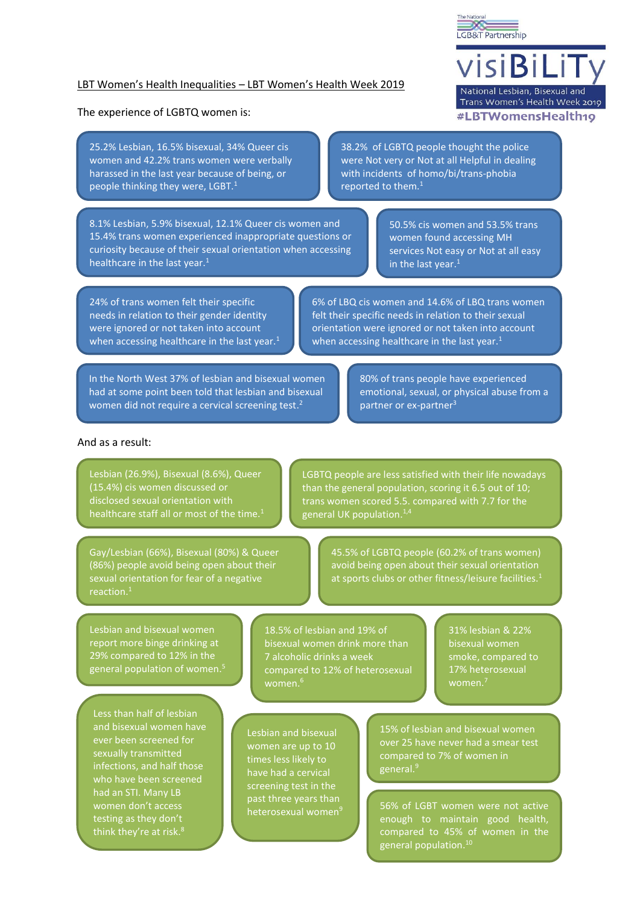The National LGB&T Partnership

visiBiLiTy

National Lesbian, Bisexual and Trans Women's Health Week 2019

#LBTWomensHealth19

## LBT Women's Health Inequalities – LBT Women's Health Week 2019

The experience of LGBTQ women is:

- 25.2% Lesbian, 16.5% bisexual, 34% Queer cis women and 42.2% trans women were verbally harassed in the last year because of being, or people thinking they were, LGBT.[1]
- 38.2% of LGBTQ people thought the police were Not very or Not at all Helpful in dealing with incidents of homo/bi/trans-phobia reported to them.[1]
- 8.1% Lesbian, 5.9% bisexual, 12.1% Queer cis women and 15.4% trans women experienced inappropriate questions or curiosity because of their sexual orientation when accessing healthcare in the last year.[1]
- 50.5% cis women and 53.5% trans women found accessing MH services Not easy or Not at all easy in the last year.[1]
- 24% of trans women felt their specific needs in relation to their gender identity were ignored or not taken into account when accessing healthcare in the last year.[1]
- 6% of LBQ cis women and 14.6% of LBQ trans women felt their specific needs in relation to their sexual orientation were ignored or not taken into account when accessing healthcare in the last year.[1]
- In the North West 37% of lesbian and bisexual women had at some point been told that lesbian and bisexual women did not require a cervical screening test.[2]
- 80% of trans people have experienced emotional, sexual, or physical abuse from a partner or ex-partner[3]

And as a result:

- Lesbian (26.9%), Bisexual (8.6%), Queer (15.4%) cis women discussed or disclosed sexual orientation with healthcare staff all or most of the time.[1]
- LGBTQ people are less satisfied with their life nowadays than the general population, scoring it 6.5 out of 10; trans women scored 5.5. compared with 7.7 for the general UK population.[1,4]
- Gay/Lesbian (66%), Bisexual (80%) & Queer (86%) people avoid being open about their sexual orientation for fear of a negative reaction.[1]
- 45.5% of LGBTQ people (60.2% of trans women) avoid being open about their sexual orientation at sports clubs or other fitness/leisure facilities.[1]
- Lesbian and bisexual women report more binge drinking at 29% compared to 12% in the general population of women.[5]
- 18.5% of lesbian and 19% of bisexual women drink more than 7 alcoholic drinks a week compared to 12% of heterosexual women.[6]
- 31% lesbian & 22% bisexual women smoke, compared to 17% heterosexual women.[7]
- Less than half of lesbian and bisexual women have ever been screened for sexually transmitted infections, and half those who have been screened had an STI. Many LB women don't access testing as they don't think they're at risk.[8]
- Lesbian and bisexual women are up to 10 times less likely to have had a cervical screening test in the past three years than heterosexual women[9]
- 15% of lesbian and bisexual women over 25 have never had a smear test compared to 7% of women in general.[9]
- 56% of LGBT women were not active enough to maintain good health, compared to 45% of women in the general population.[10]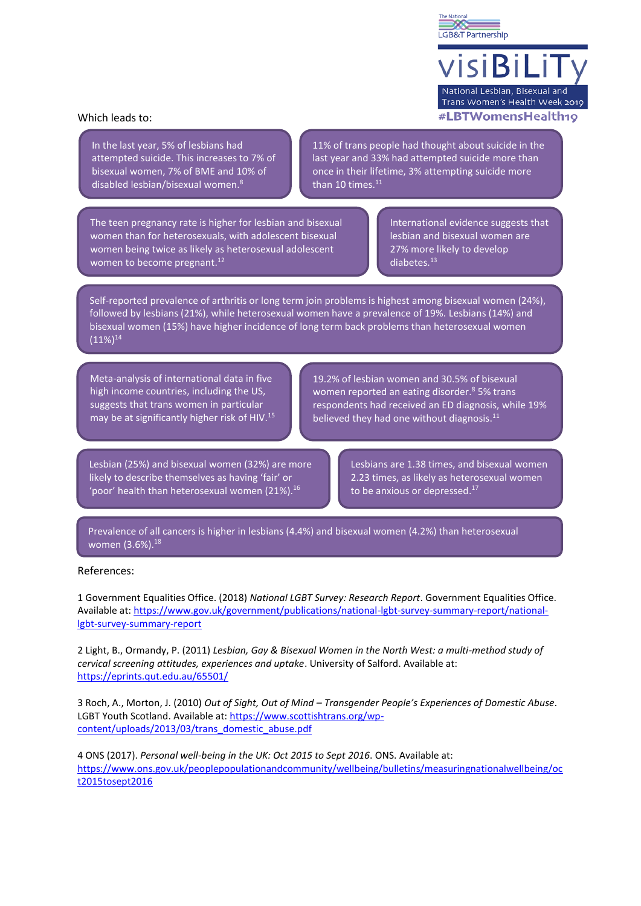Which leads to:

In the last year, 5% of lesbians had attempted suicide. This increases to 7% of bisexual women, 7% of BME and 10% of disabled lesbian/bisexual women.[8]

11% of trans people had thought about suicide in the last year and 33% had attempted suicide more than once in their lifetime, 3% attempting suicide more than 10 times.[11]

The teen pregnancy rate is higher for lesbian and bisexual women than for heterosexuals, with adolescent bisexual women being twice as likely as heterosexual adolescent women to become pregnant.[12]

International evidence suggests that lesbian and bisexual women are 27% more likely to develop diabetes.[13]

Self-reported prevalence of arthritis or long term join problems is highest among bisexual women (24%), followed by lesbians (21%), while heterosexual women have a prevalence of 19%. Lesbians (14%) and bisexual women (15%) have higher incidence of long term back problems than heterosexual women (11%)[14]

Meta-analysis of international data in five high income countries, including the US, suggests that trans women in particular may be at significantly higher risk of HIV.[15]

19.2% of lesbian women and 30.5% of bisexual women reported an eating disorder.[8] 5% trans respondents had received an ED diagnosis, while 19% believed they had one without diagnosis.[11]

Lesbian (25%) and bisexual women (32%) are more likely to describe themselves as having 'fair' or 'poor' health than heterosexual women (21%).[16]

Lesbians are 1.38 times, and bisexual women 2.23 times, as likely as heterosexual women to be anxious or depressed.[17]

Prevalence of all cancers is higher in lesbians (4.4%) and bisexual women (4.2%) than heterosexual women (3.6%).[18]

References:

1 Government Equalities Office. (2018) *National LGBT Survey: Research Report*. Government Equalities Office. Available at: https://www.gov.uk/government/publications/national-lgbt-survey-summary-report/national-lgbt-survey-summary-report

2 Light, B., Ormandy, P. (2011) *Lesbian, Gay & Bisexual Women in the North West: a multi-method study of cervical screening attitudes, experiences and uptake*. University of Salford. Available at: https://eprints.qut.edu.au/65501/

3 Roch, A., Morton, J. (2010) *Out of Sight, Out of Mind – Transgender People's Experiences of Domestic Abuse*. LGBT Youth Scotland. Available at: https://www.scottishtrans.org/wp-content/uploads/2013/03/trans_domestic_abuse.pdf

4 ONS (2017). *Personal well-being in the UK: Oct 2015 to Sept 2016*. ONS. Available at: https://www.ons.gov.uk/peoplepopulationandcommunity/wellbeing/bulletins/measuringnationalwellbeing/oct2015tosept2016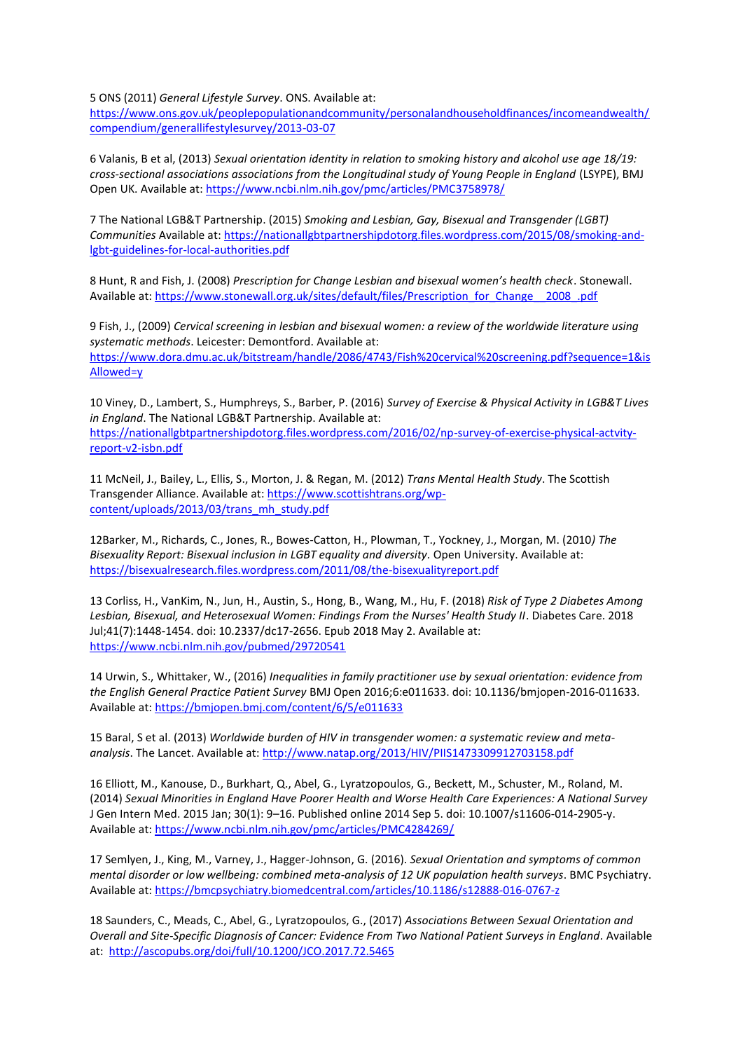5 ONS (2011) *General Lifestyle Survey*. ONS. Available at: https://www.ons.gov.uk/peoplepopulationandcommunity/personalandhouseholdfinances/incomeandwealth/compendium/generallifestylesurvey/2013-03-07

6 Valanis, B et al, (2013) *Sexual orientation identity in relation to smoking history and alcohol use age 18/19: cross-sectional associations associations from the Longitudinal study of Young People in England* (LSYPE), BMJ Open UK. Available at: https://www.ncbi.nlm.nih.gov/pmc/articles/PMC3758978/

7 The National LGB&T Partnership. (2015) *Smoking and Lesbian, Gay, Bisexual and Transgender (LGBT) Communities* Available at: https://nationallgbtpartnershipdotorg.files.wordpress.com/2015/08/smoking-and-lgbt-guidelines-for-local-authorities.pdf

8 Hunt, R and Fish, J. (2008) *Prescription for Change Lesbian and bisexual women's health check*. Stonewall. Available at: https://www.stonewall.org.uk/sites/default/files/Prescription_for_Change__2008_.pdf

9 Fish, J., (2009) *Cervical screening in lesbian and bisexual women: a review of the worldwide literature using systematic methods*. Leicester: Demontford. Available at: https://www.dora.dmu.ac.uk/bitstream/handle/2086/4743/Fish%20cervical%20screening.pdf?sequence=1&isAllowed=y

10 Viney, D., Lambert, S., Humphreys, S., Barber, P. (2016) *Survey of Exercise & Physical Activity in LGB&T Lives in England*. The National LGB&T Partnership. Available at: https://nationallgbtpartnershipdotorg.files.wordpress.com/2016/02/np-survey-of-exercise-physical-actvity-report-v2-isbn.pdf

11 McNeil, J., Bailey, L., Ellis, S., Morton, J. & Regan, M. (2012) *Trans Mental Health Study*. The Scottish Transgender Alliance. Available at: https://www.scottishtrans.org/wp-content/uploads/2013/03/trans_mh_study.pdf

12Barker, M., Richards, C., Jones, R., Bowes-Catton, H., Plowman, T., Yockney, J., Morgan, M. (2010*) The Bisexuality Report: Bisexual inclusion in LGBT equality and diversity*. Open University. Available at: https://bisexualresearch.files.wordpress.com/2011/08/the-bisexualityreport.pdf

13 Corliss, H., VanKim, N., Jun, H., Austin, S., Hong, B., Wang, M., Hu, F. (2018) *Risk of Type 2 Diabetes Among Lesbian, Bisexual, and Heterosexual Women: Findings From the Nurses' Health Study II*. Diabetes Care. 2018 Jul;41(7):1448-1454. doi: 10.2337/dc17-2656. Epub 2018 May 2. Available at: https://www.ncbi.nlm.nih.gov/pubmed/29720541

14 Urwin, S., Whittaker, W., (2016) *Inequalities in family practitioner use by sexual orientation: evidence from the English General Practice Patient Survey* BMJ Open 2016;6:e011633. doi: 10.1136/bmjopen-2016-011633. Available at: https://bmjopen.bmj.com/content/6/5/e011633

15 Baral, S et al. (2013) *Worldwide burden of HIV in transgender women: a systematic review and meta-analysis*. The Lancet. Available at: http://www.natap.org/2013/HIV/PIIS1473309912703158.pdf

16 Elliott, M., Kanouse, D., Burkhart, Q., Abel, G., Lyratzopoulos, G., Beckett, M., Schuster, M., Roland, M. (2014) *Sexual Minorities in England Have Poorer Health and Worse Health Care Experiences: A National Survey* J Gen Intern Med. 2015 Jan; 30(1): 9–16. Published online 2014 Sep 5. doi: 10.1007/s11606-014-2905-y. Available at: https://www.ncbi.nlm.nih.gov/pmc/articles/PMC4284269/

17 Semlyen, J., King, M., Varney, J., Hagger-Johnson, G. (2016). *Sexual Orientation and symptoms of common mental disorder or low wellbeing: combined meta-analysis of 12 UK population health surveys*. BMC Psychiatry. Available at: https://bmcpsychiatry.biomedcentral.com/articles/10.1186/s12888-016-0767-z

18 Saunders, C., Meads, C., Abel, G., Lyratzopoulos, G., (2017) *Associations Between Sexual Orientation and Overall and Site-Specific Diagnosis of Cancer: Evidence From Two National Patient Surveys in England*. Available at: http://ascopubs.org/doi/full/10.1200/JCO.2017.72.5465